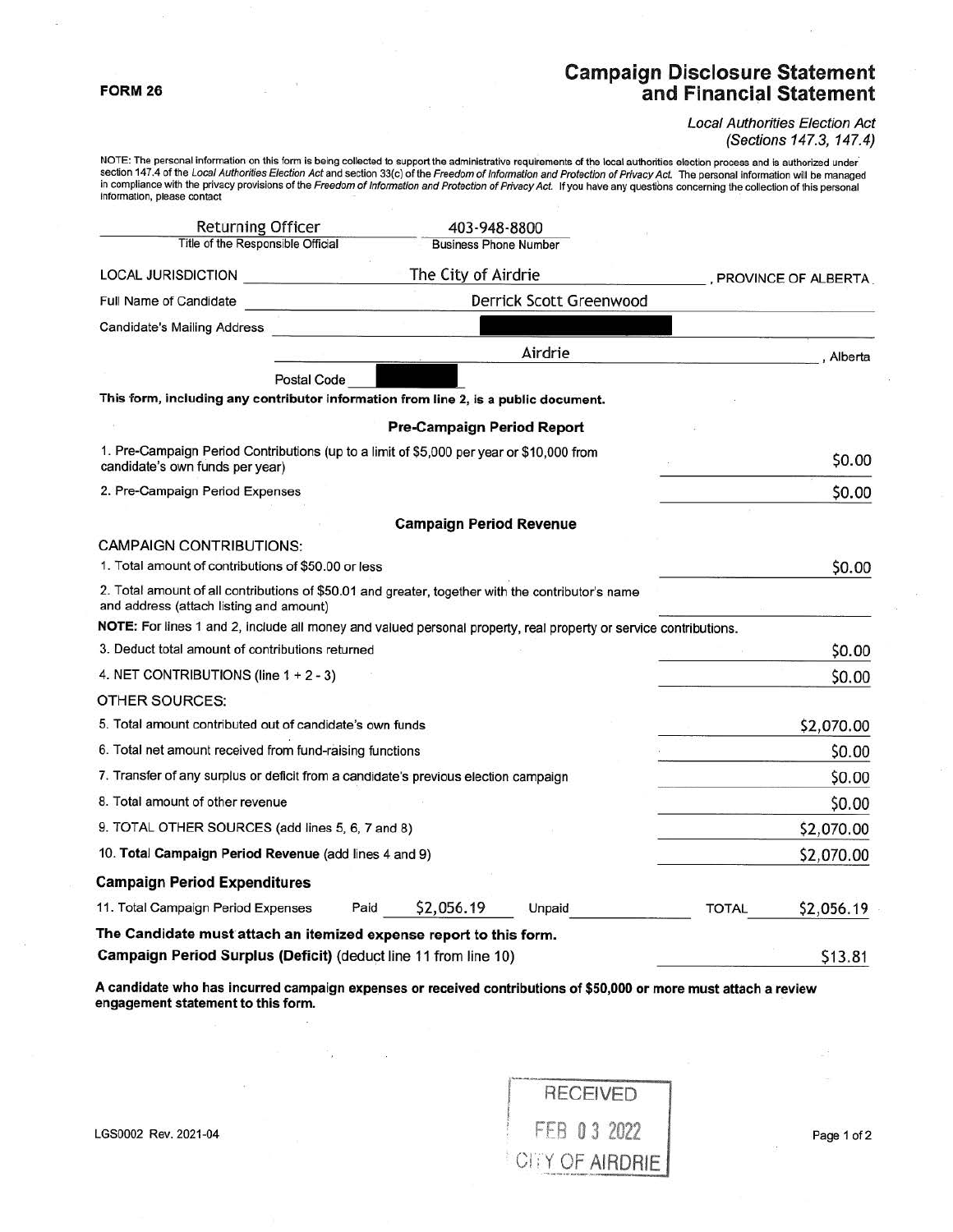**FORM 26**

# Campaign Disclosure Statement and Financial Statement

*Local Authorities Election Act (Sections 147.3, 147.4)*

NOTE: The personal information on this form is being collected to support the administrative requirements of the local authorities election process and is authorized under section 147.4 of the *Local Authorities Election Act* and section 33(c) of the *Freedom of Information and Protection of Privacy Act*. The personal information will be managed in compliance with the privacy provisions of the *Freedom of Information and Protection of Privacy Act*. If you have any questions concerning the collection of this personal information, please contact

| Returning Officer | 403-948-8800 |
|---|---|
| Title of the Responsible Official | Business Phone Number |

LOCAL JURISDICTION: The City of Airdrie, PROVINCE OF ALBERTA

Full Name of Candidate: Derrick Scott Greenwood

Candidate's Mailing Address: [redacted]

Airdrie, Alberta

Postal Code: [redacted]

**This form, including any contributor information from line 2, is a public document.**

### Pre-Campaign Period Report

| | |
|---|---|
| 1. Pre-Campaign Period Contributions (up to a limit of $5,000 per year or $10,000 from candidate's own funds per year) | $0.00 |
| 2. Pre-Campaign Period Expenses | $0.00 |

### Campaign Period Revenue

CAMPAIGN CONTRIBUTIONS:

| | |
|---|---|
| 1. Total amount of contributions of $50.00 or less | $0.00 |
| 2. Total amount of all contributions of $50.01 and greater, together with the contributor's name and address (attach listing and amount) | |

**NOTE:** For lines 1 and 2, include all money and valued personal property, real property or service contributions.

| | |
|---|---|
| 3. Deduct total amount of contributions returned | $0.00 |
| 4. NET CONTRIBUTIONS (line 1 + 2 - 3) | $0.00 |

OTHER SOURCES:

| | |
|---|---|
| 5. Total amount contributed out of candidate's own funds | $2,070.00 |
| 6. Total net amount received from fund-raising functions | $0.00 |
| 7. Transfer of any surplus or deficit from a candidate's previous election campaign | $0.00 |
| 8. Total amount of other revenue | $0.00 |
| 9. TOTAL OTHER SOURCES (add lines 5, 6, 7 and 8) | $2,070.00 |
| 10. **Total Campaign Period Revenue** (add lines 4 and 9) | $2,070.00 |

### Campaign Period Expenditures

| | Paid | Unpaid | TOTAL |
|---|---|---|---|
| 11. Total Campaign Period Expenses | $2,056.19 | | $2,056.19 |

**The Candidate must attach an itemized expense report to this form.**

**Campaign Period Surplus (Deficit)** (deduct line 11 from line 10): $13.81

**A candidate who has incurred campaign expenses or received contributions of $50,000 or more must attach a review engagement statement to this form.**

RECEIVED FEB 03 2022 CITY OF AIRDRIE

LGS0002 Rev. 2021-04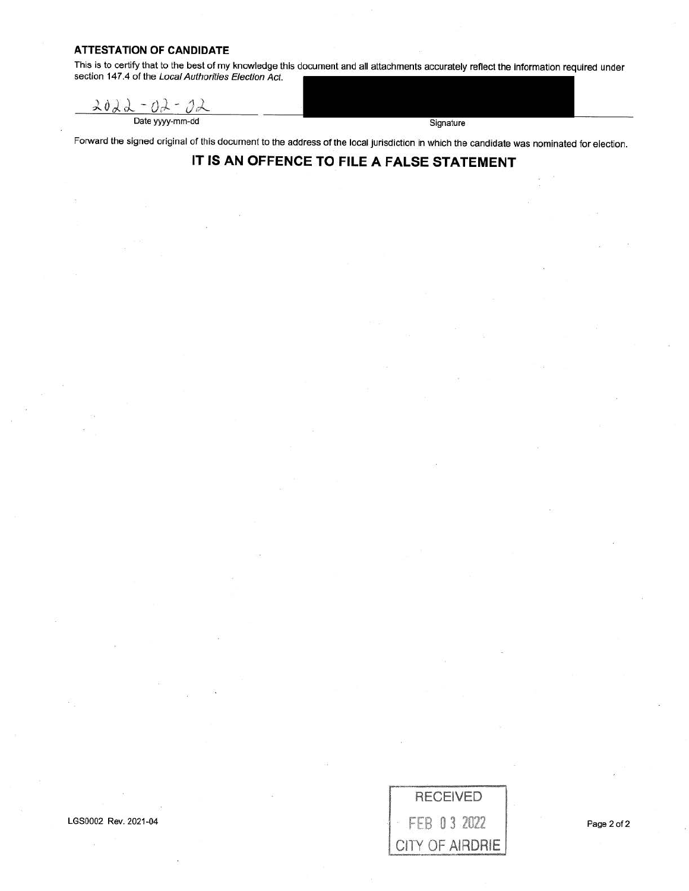**ATTESTATION OF CANDIDATE**

This is to certify that to the best of my knowledge this document and all attachments accurately reflect the information required under section 147.4 of the *Local Authorities Election Act*.

2022-02-02

Date yyyy-mm-dd

Signature

Forward the signed original of this document to the address of the local jurisdiction in which the candidate was nominated for election.

**IT IS AN OFFENCE TO FILE A FALSE STATEMENT**

LGS0002 Rev. 2021-04

RECEIVED
FEB 03 2022
CITY OF AIRDRIE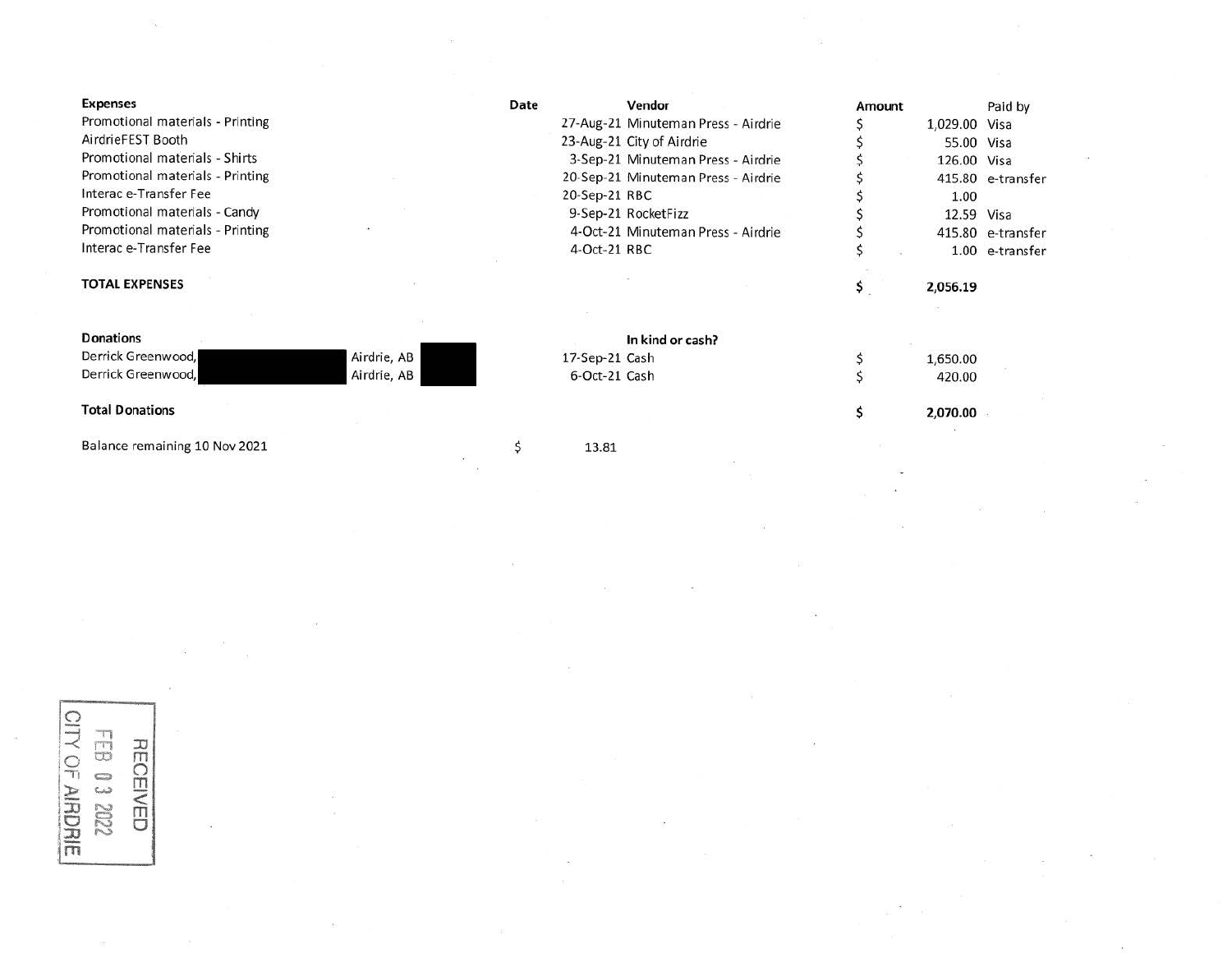| Expenses | Date | Vendor | Amount | Paid by |
|---|---|---|---|---|
| Promotional materials - Printing | 27-Aug-21 | Minuteman Press - Airdrie | $ 1,029.00 | Visa |
| AirdrieFEST Booth | 23-Aug-21 | City of Airdrie | $ 55.00 | Visa |
| Promotional materials - Shirts | 3-Sep-21 | Minuteman Press - Airdrie | $ 126.00 | Visa |
| Promotional materials - Printing | 20-Sep-21 | Minuteman Press - Airdrie | $ 415.80 | e-transfer |
| Interac e-Transfer Fee | 20-Sep-21 | RBC | $ 1.00 | |
| Promotional materials - Candy | 9-Sep-21 | RocketFizz | $ 12.59 | Visa |
| Promotional materials - Printing | 4-Oct-21 | Minuteman Press - Airdrie | $ 415.80 | e-transfer |
| Interac e-Transfer Fee | 4-Oct-21 | RBC | $ 1.00 | e-transfer |
| **TOTAL EXPENSES** | | | **$ 2,056.19** | |

| Donations | | In kind or cash? | |
|---|---|---|---|
| Derrick Greenwood, [redacted] Airdrie, AB [redacted] | 17-Sep-21 | Cash | $ 1,650.00 |
| Derrick Greenwood, [redacted] Airdrie, AB [redacted] | 6-Oct-21 | Cash | $ 420.00 |
| **Total Donations** | | | **$ 2,070.00** |

Balance remaining 10 Nov 2021 $ 13.81

RECEIVED
FEB 03 2022
CITY OF AIRDRIE